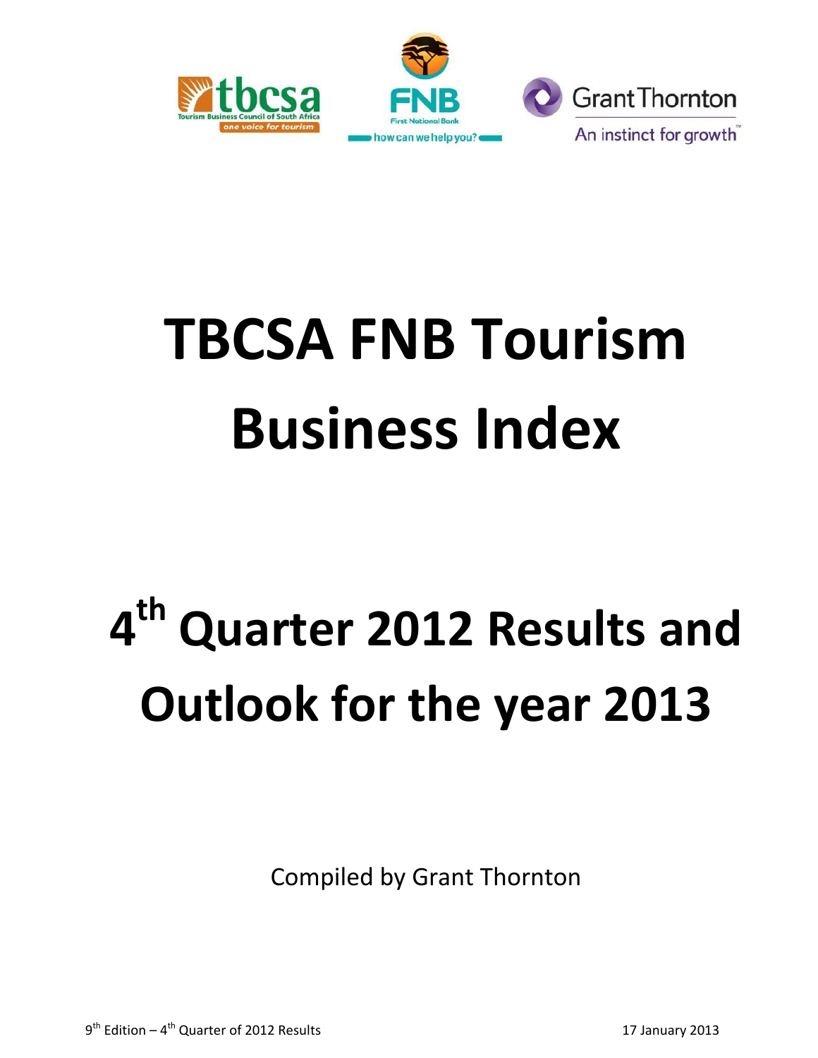# TBCSA FNB Tourism Business Index

# 4th Quarter 2012 Results and Outlook for the year 2013

Compiled by Grant Thornton

9th Edition – 4th Quarter of 2012 Results

17 January 2013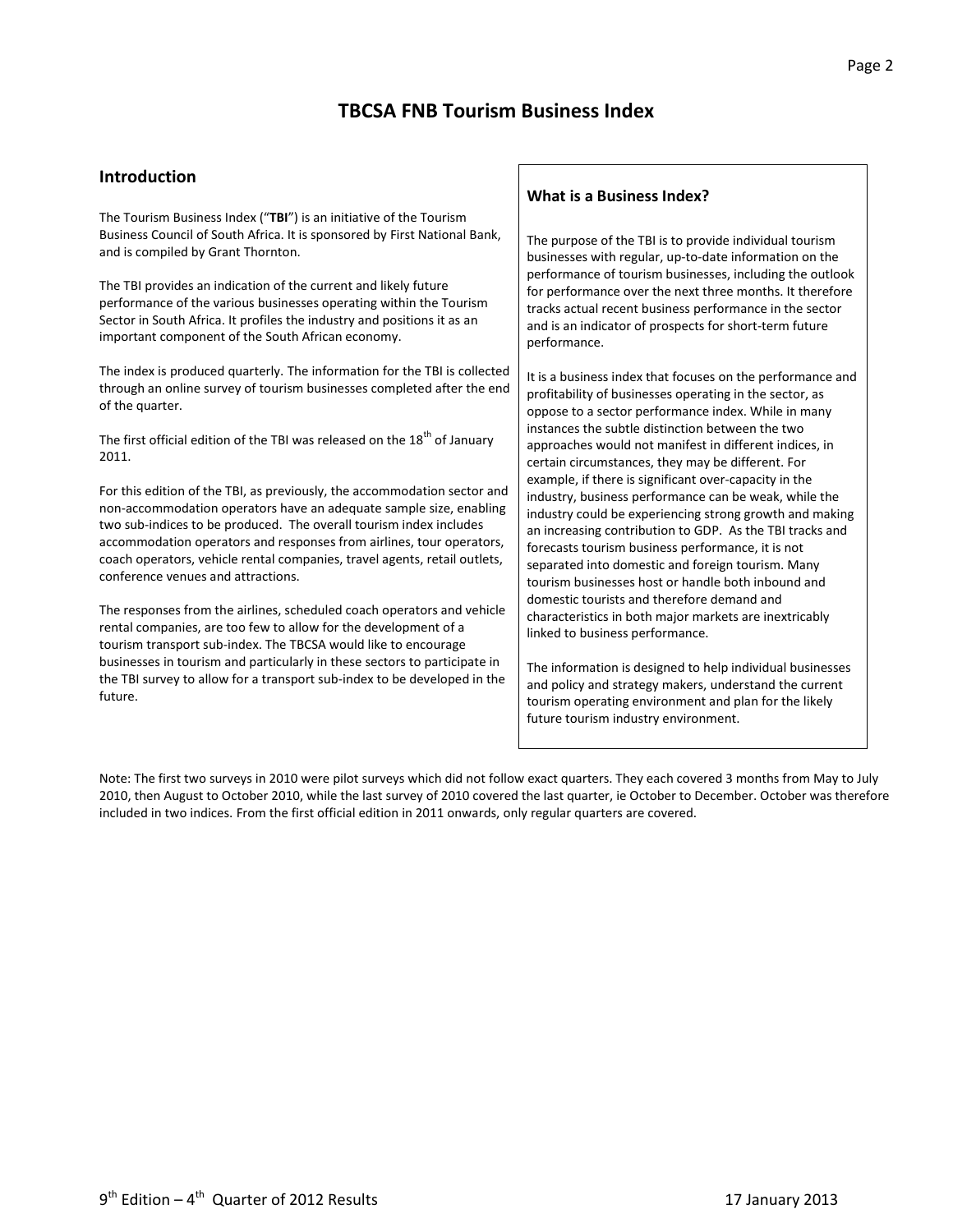# TBCSA FNB Tourism Business Index

## Introduction

The Tourism Business Index ("**TBI**") is an initiative of the Tourism Business Council of South Africa. It is sponsored by First National Bank, and is compiled by Grant Thornton.

The TBI provides an indication of the current and likely future performance of the various businesses operating within the Tourism Sector in South Africa. It profiles the industry and positions it as an important component of the South African economy.

The index is produced quarterly. The information for the TBI is collected through an online survey of tourism businesses completed after the end of the quarter.

The first official edition of the TBI was released on the 18th of January 2011.

For this edition of the TBI, as previously, the accommodation sector and non-accommodation operators have an adequate sample size, enabling two sub-indices to be produced. The overall tourism index includes accommodation operators and responses from airlines, tour operators, coach operators, vehicle rental companies, travel agents, retail outlets, conference venues and attractions.

The responses from the airlines, scheduled coach operators and vehicle rental companies, are too few to allow for the development of a tourism transport sub-index. The TBCSA would like to encourage businesses in tourism and particularly in these sectors to participate in the TBI survey to allow for a transport sub-index to be developed in the future.

### What is a Business Index?

The purpose of the TBI is to provide individual tourism businesses with regular, up-to-date information on the performance of tourism businesses, including the outlook for performance over the next three months. It therefore tracks actual recent business performance in the sector and is an indicator of prospects for short-term future performance.

It is a business index that focuses on the performance and profitability of businesses operating in the sector, as oppose to a sector performance index. While in many instances the subtle distinction between the two approaches would not manifest in different indices, in certain circumstances, they may be different. For example, if there is significant over-capacity in the industry, business performance can be weak, while the industry could be experiencing strong growth and making an increasing contribution to GDP. As the TBI tracks and forecasts tourism business performance, it is not separated into domestic and foreign tourism. Many tourism businesses host or handle both inbound and domestic tourists and therefore demand and characteristics in both major markets are inextricably linked to business performance.

The information is designed to help individual businesses and policy and strategy makers, understand the current tourism operating environment and plan for the likely future tourism industry environment.

Note: The first two surveys in 2010 were pilot surveys which did not follow exact quarters. They each covered 3 months from May to July 2010, then August to October 2010, while the last survey of 2010 covered the last quarter, ie October to December. October was therefore included in two indices. From the first official edition in 2011 onwards, only regular quarters are covered.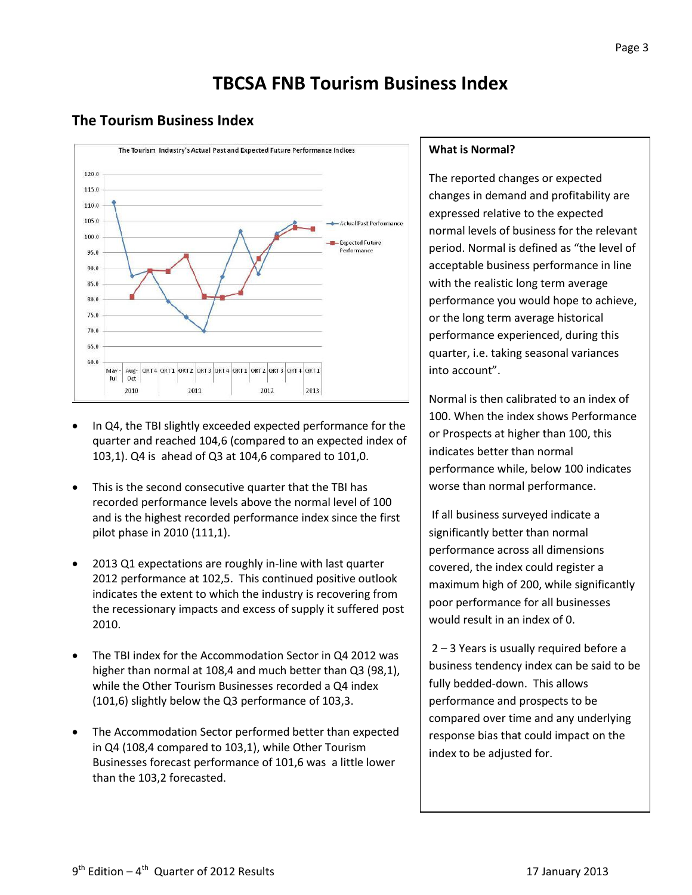# TBCSA FNB Tourism Business Index

## The Tourism Business Index

- In Q4, the TBI slightly exceeded expected performance for the quarter and reached 104,6 (compared to an expected index of 103,1). Q4 is ahead of Q3 at 104,6 compared to 101,0.

- This is the second consecutive quarter that the TBI has recorded performance levels above the normal level of 100 and is the highest recorded performance index since the first pilot phase in 2010 (111,1).

- 2013 Q1 expectations are roughly in-line with last quarter 2012 performance at 102,5. This continued positive outlook indicates the extent to which the industry is recovering from the recessionary impacts and excess of supply it suffered post 2010.

- The TBI index for the Accommodation Sector in Q4 2012 was higher than normal at 108,4 and much better than Q3 (98,1), while the Other Tourism Businesses recorded a Q4 index (101,6) slightly below the Q3 performance of 103,3.

- The Accommodation Sector performed better than expected in Q4 (108,4 compared to 103,1), while Other Tourism Businesses forecast performance of 101,6 was a little lower than the 103,2 forecasted.

**What is Normal?**

The reported changes or expected changes in demand and profitability are expressed relative to the expected normal levels of business for the relevant period. Normal is defined as "the level of acceptable business performance in line with the realistic long term average performance you would hope to achieve, or the long term average historical performance experienced, during this quarter, i.e. taking seasonal variances into account".

Normal is then calibrated to an index of 100. When the index shows Performance or Prospects at higher than 100, this indicates better than normal performance while, below 100 indicates worse than normal performance.

If all business surveyed indicate a significantly better than normal performance across all dimensions covered, the index could register a maximum high of 200, while significantly poor performance for all businesses would result in an index of 0.

2 – 3 Years is usually required before a business tendency index can be said to be fully bedded-down. This allows performance and prospects to be compared over time and any underlying response bias that could impact on the index to be adjusted for.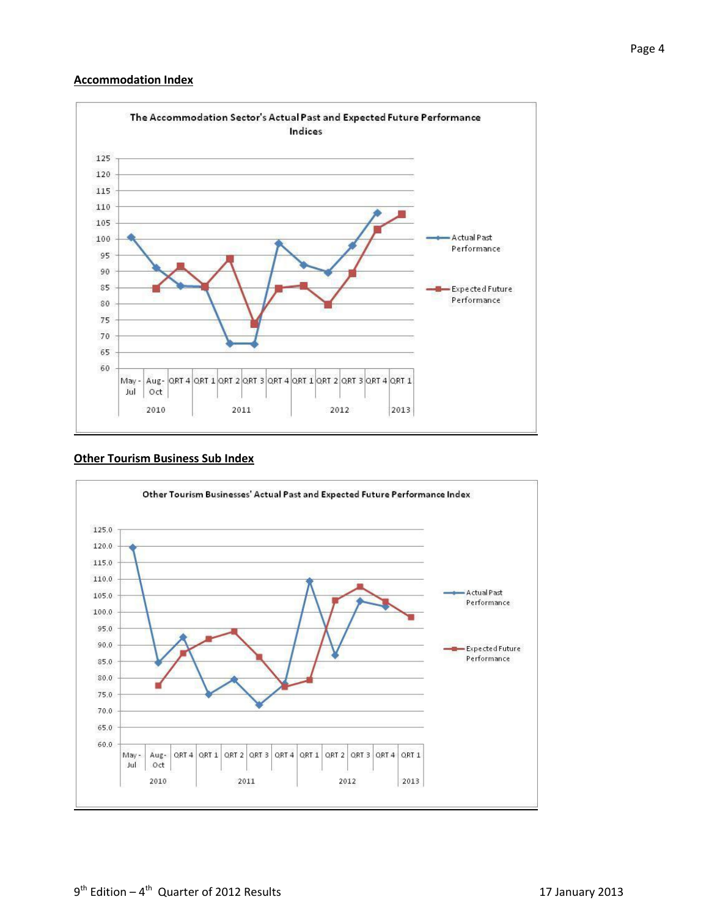## Accommodation Index

**The Accommodation Sector's Actual Past and Expected Future Performance Indices**

## Other Tourism Business Sub Index

**Other Tourism Businesses' Actual Past and Expected Future Performance Index**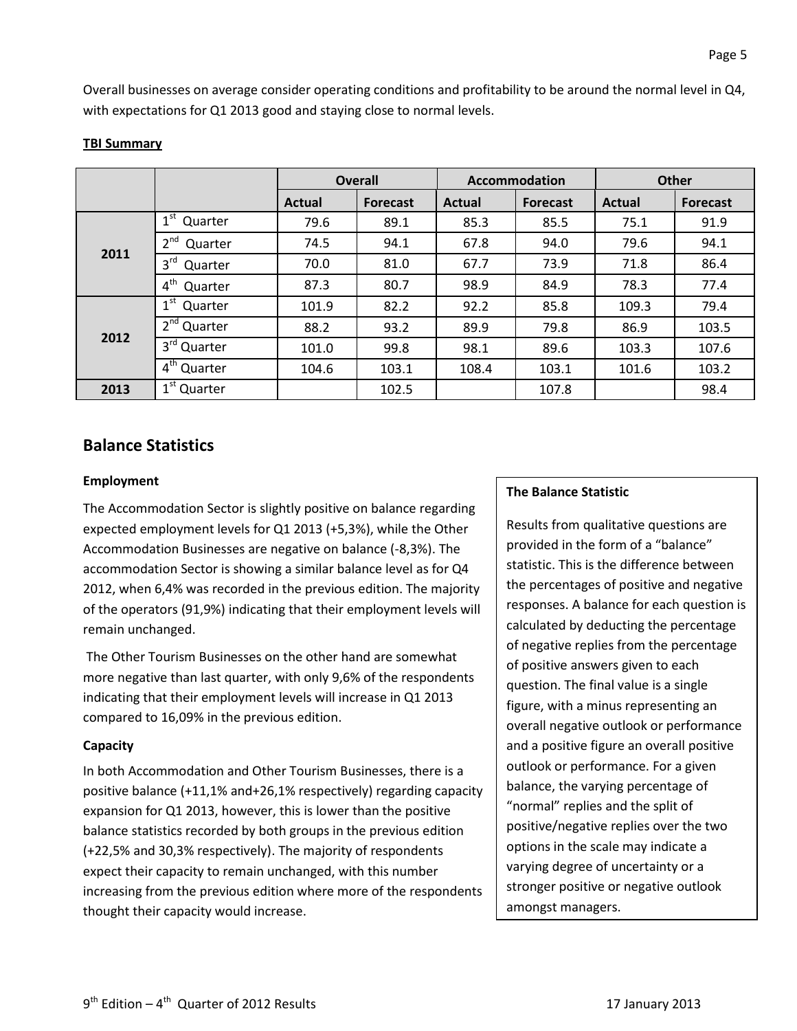Overall businesses on average consider operating conditions and profitability to be around the normal level in Q4, with expectations for Q1 2013 good and staying close to normal levels.

**TBI Summary**

| | | Overall | | Accommodation | | Other | |
|---|---|---|---|---|---|---|---|
| | | Actual | Forecast | Actual | Forecast | Actual | Forecast |
| 2011 | 1st Quarter | 79.6 | 89.1 | 85.3 | 85.5 | 75.1 | 91.9 |
| | 2nd Quarter | 74.5 | 94.1 | 67.8 | 94.0 | 79.6 | 94.1 |
| | 3rd Quarter | 70.0 | 81.0 | 67.7 | 73.9 | 71.8 | 86.4 |
| | 4th Quarter | 87.3 | 80.7 | 98.9 | 84.9 | 78.3 | 77.4 |
| 2012 | 1st Quarter | 101.9 | 82.2 | 92.2 | 85.8 | 109.3 | 79.4 |
| | 2nd Quarter | 88.2 | 93.2 | 89.9 | 79.8 | 86.9 | 103.5 |
| | 3rd Quarter | 101.0 | 99.8 | 98.1 | 89.6 | 103.3 | 107.6 |
| | 4th Quarter | 104.6 | 103.1 | 108.4 | 103.1 | 101.6 | 103.2 |
| 2013 | 1st Quarter | | 102.5 | | 107.8 | | 98.4 |

## Balance Statistics

### Employment

The Accommodation Sector is slightly positive on balance regarding expected employment levels for Q1 2013 (+5,3%), while the Other Accommodation Businesses are negative on balance (-8,3%). The accommodation Sector is showing a similar balance level as for Q4 2012, when 6,4% was recorded in the previous edition. The majority of the operators (91,9%) indicating that their employment levels will remain unchanged.

The Other Tourism Businesses on the other hand are somewhat more negative than last quarter, with only 9,6% of the respondents indicating that their employment levels will increase in Q1 2013 compared to 16,09% in the previous edition.

### Capacity

In both Accommodation and Other Tourism Businesses, there is a positive balance (+11,1% and+26,1% respectively) regarding capacity expansion for Q1 2013, however, this is lower than the positive balance statistics recorded by both groups in the previous edition (+22,5% and 30,3% respectively). The majority of respondents expect their capacity to remain unchanged, with this number increasing from the previous edition where more of the respondents thought their capacity would increase.

**The Balance Statistic**

Results from qualitative questions are provided in the form of a "balance" statistic. This is the difference between the percentages of positive and negative responses. A balance for each question is calculated by deducting the percentage of negative replies from the percentage of positive answers given to each question. The final value is a single figure, with a minus representing an overall negative outlook or performance and a positive figure an overall positive outlook or performance. For a given balance, the varying percentage of "normal" replies and the split of positive/negative replies over the two options in the scale may indicate a varying degree of uncertainty or a stronger positive or negative outlook amongst managers.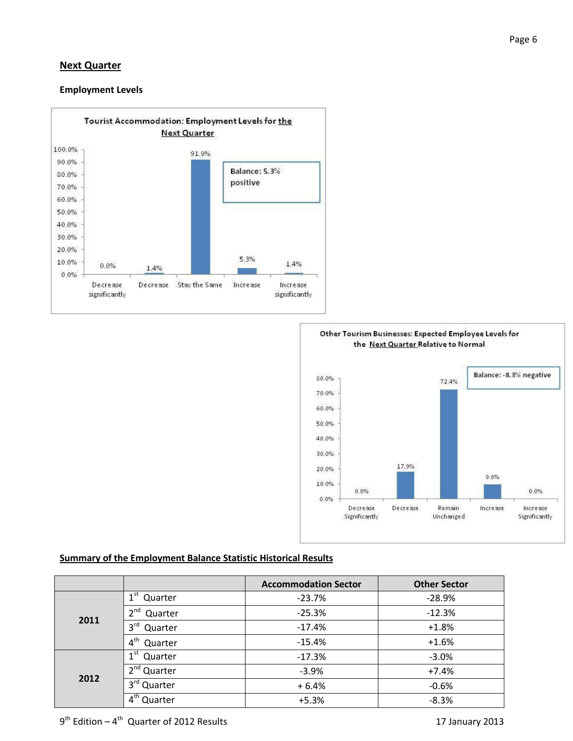## Next Quarter

### Employment Levels

**Tourist Accommodation: Employment Levels for the Next Quarter**

| Decrease significantly | Decrease | Stay the Same | Increase | Increase significantly |
|---|---|---|---|---|
| 0.0% | 1.4% | 91.9% | 5.3% | 1.4% |

Balance: 5.3% positive

**Other Tourism Businesses: Expected Employee Levels for the Next Quarter Relative to Normal**

| Decrease Significantly | Decrease | Remain Unchanged | Increase | Increase Significantly |
|---|---|---|---|---|
| 0.0% | 17.9% | 72.4% | 9.6% | 0.0% |

Balance: -8.3% negative

### Summary of the Employment Balance Statistic Historical Results

| | | Accommodation Sector | Other Sector |
|---|---|---|---|
| 2011 | 1st Quarter | -23.7% | -28.9% |
| | 2nd Quarter | -25.3% | -12.3% |
| | 3rd Quarter | -17.4% | +1.8% |
| | 4th Quarter | -15.4% | +1.6% |
| 2012 | 1st Quarter | -17.3% | -3.0% |
| | 2nd Quarter | -3.9% | +7.4% |
| | 3rd Quarter | + 6.4% | -0.6% |
| | 4th Quarter | +5.3% | -8.3% |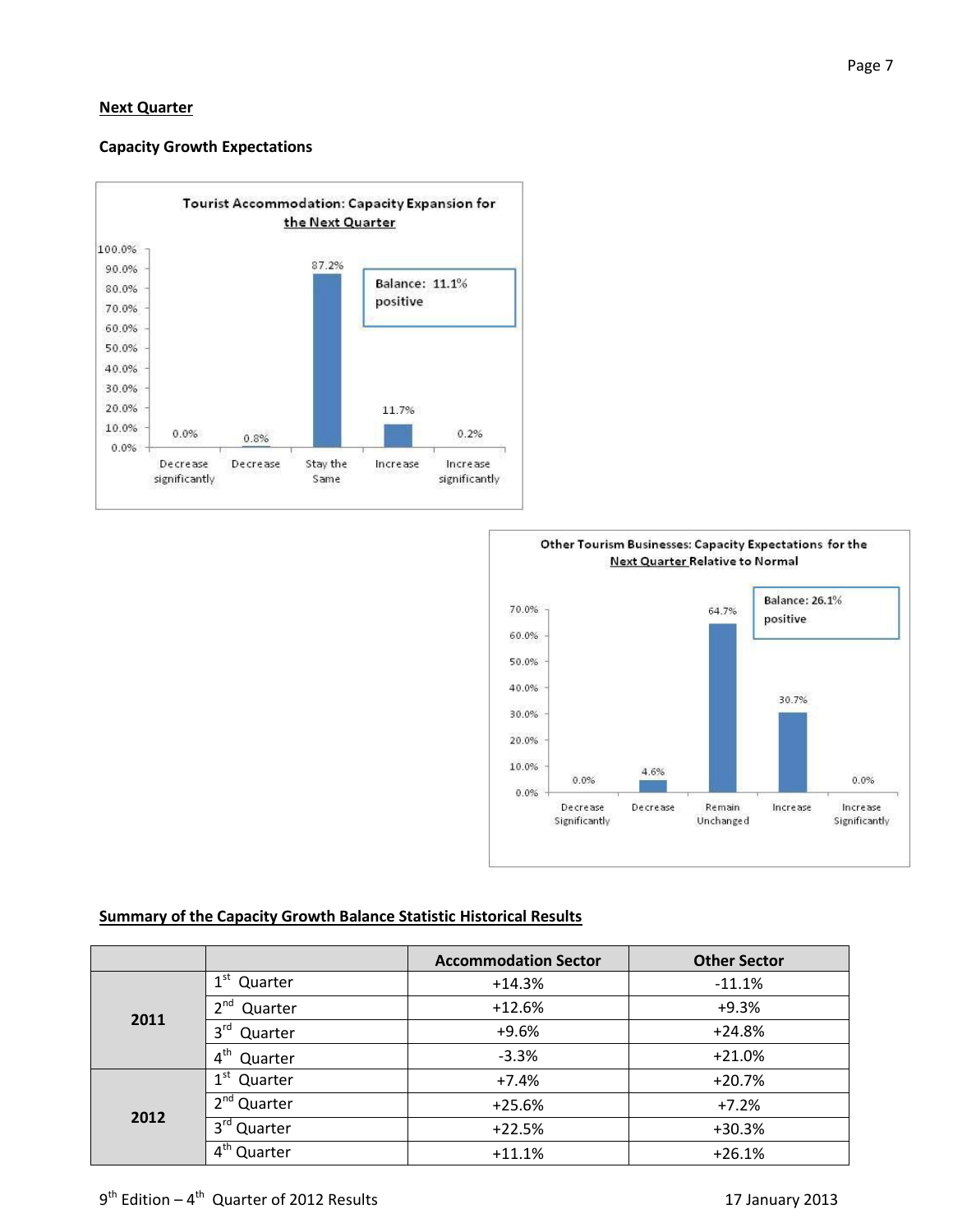**Next Quarter**

**Capacity Growth Expectations**

Tourist Accommodation: Capacity Expansion for the Next Quarter

| Decrease significantly | Decrease | Stay the Same | Increase | Increase significantly |
|---|---|---|---|---|
| 0.0% | 0.8% | 87.2% | 11.7% | 0.2% |

Balance: 11.1% positive

Other Tourism Businesses: Capacity Expectations for the Next Quarter Relative to Normal

| Decrease Significantly | Decrease | Remain Unchanged | Increase | Increase Significantly |
|---|---|---|---|---|
| 0.0% | 4.6% | 64.7% | 30.7% | 0.0% |

Balance: 26.1% positive

**Summary of the Capacity Growth Balance Statistic Historical Results**

| | | Accommodation Sector | Other Sector |
|---|---|---|---|
| 2011 | 1st Quarter | +14.3% | -11.1% |
| | 2nd Quarter | +12.6% | +9.3% |
| | 3rd Quarter | +9.6% | +24.8% |
| | 4th Quarter | -3.3% | +21.0% |
| 2012 | 1st Quarter | +7.4% | +20.7% |
| | 2nd Quarter | +25.6% | +7.2% |
| | 3rd Quarter | +22.5% | +30.3% |
| | 4th Quarter | +11.1% | +26.1% |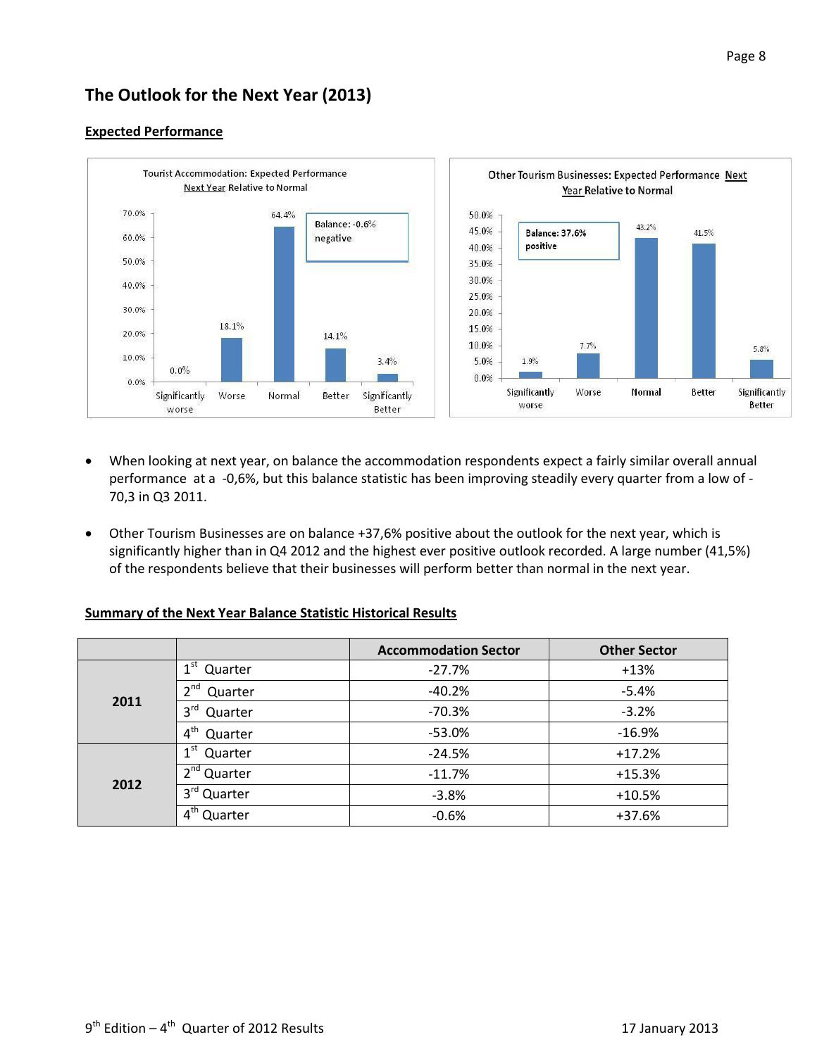## The Outlook for the Next Year (2013)

### Expected Performance

**Tourist Accommodation: Expected Performance Next Year Relative to Normal**

| | Significantly worse | Worse | Normal | Better | Significantly Better |
|---|---|---|---|---|---|
| % | 0.0% | 18.1% | 64.4% | 14.1% | 3.4% |

Balance: -0.6% negative

**Other Tourism Businesses: Expected Performance Next Year Relative to Normal**

| | Significantly worse | Worse | Normal | Better | Significantly Better |
|---|---|---|---|---|---|
| % | 1.9% | 7.7% | 43.2% | 41.5% | 5.8% |

Balance: 37.6% positive

- When looking at next year, on balance the accommodation respondents expect a fairly similar overall annual performance at a -0,6%, but this balance statistic has been improving steadily every quarter from a low of -70,3 in Q3 2011.
- Other Tourism Businesses are on balance +37,6% positive about the outlook for the next year, which is significantly higher than in Q4 2012 and the highest ever positive outlook recorded. A large number (41,5%) of the respondents believe that their businesses will perform better than normal in the next year.

### Summary of the Next Year Balance Statistic Historical Results

| | | Accommodation Sector | Other Sector |
|---|---|---|---|
| 2011 | 1st Quarter | -27.7% | +13% |
| | 2nd Quarter | -40.2% | -5.4% |
| | 3rd Quarter | -70.3% | -3.2% |
| | 4th Quarter | -53.0% | -16.9% |
| 2012 | 1st Quarter | -24.5% | +17.2% |
| | 2nd Quarter | -11.7% | +15.3% |
| | 3rd Quarter | -3.8% | +10.5% |
| | 4th Quarter | -0.6% | +37.6% |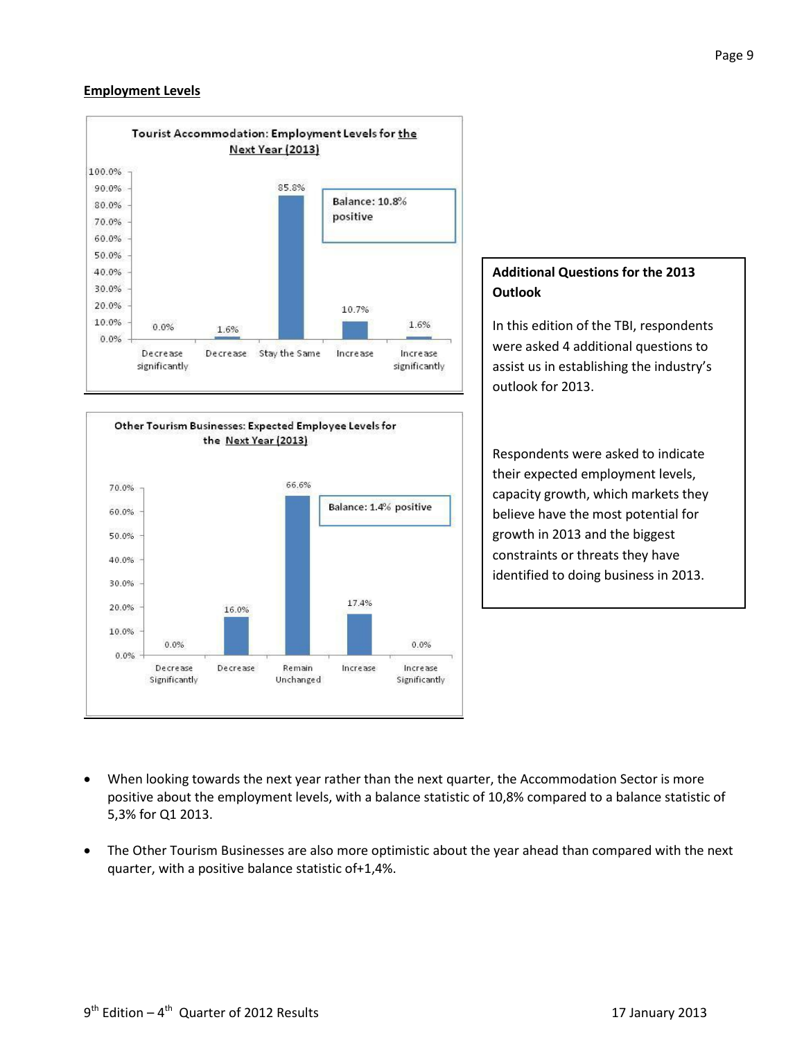## Employment Levels

**Tourist Accommodation: Employment Levels for the Next Year (2013)**

| Decrease significantly | Decrease | Stay the Same | Increase | Increase significantly |
|---|---|---|---|---|
| 0.0% | 1.6% | 85.8% | 10.7% | 1.6% |

Balance: 10.8% positive

**Other Tourism Businesses: Expected Employee Levels for the Next Year (2013)**

| Decrease Significantly | Decrease | Remain Unchanged | Increase | Increase Significantly |
|---|---|---|---|---|
| 0.0% | 16.0% | 66.6% | 17.4% | 0.0% |

Balance: 1.4% positive

**Additional Questions for the 2013 Outlook**

In this edition of the TBI, respondents were asked 4 additional questions to assist us in establishing the industry's outlook for 2013.

Respondents were asked to indicate their expected employment levels, capacity growth, which markets they believe have the most potential for growth in 2013 and the biggest constraints or threats they have identified to doing business in 2013.

- When looking towards the next year rather than the next quarter, the Accommodation Sector is more positive about the employment levels, with a balance statistic of 10,8% compared to a balance statistic of 5,3% for Q1 2013.
- The Other Tourism Businesses are also more optimistic about the year ahead than compared with the next quarter, with a positive balance statistic of+1,4%.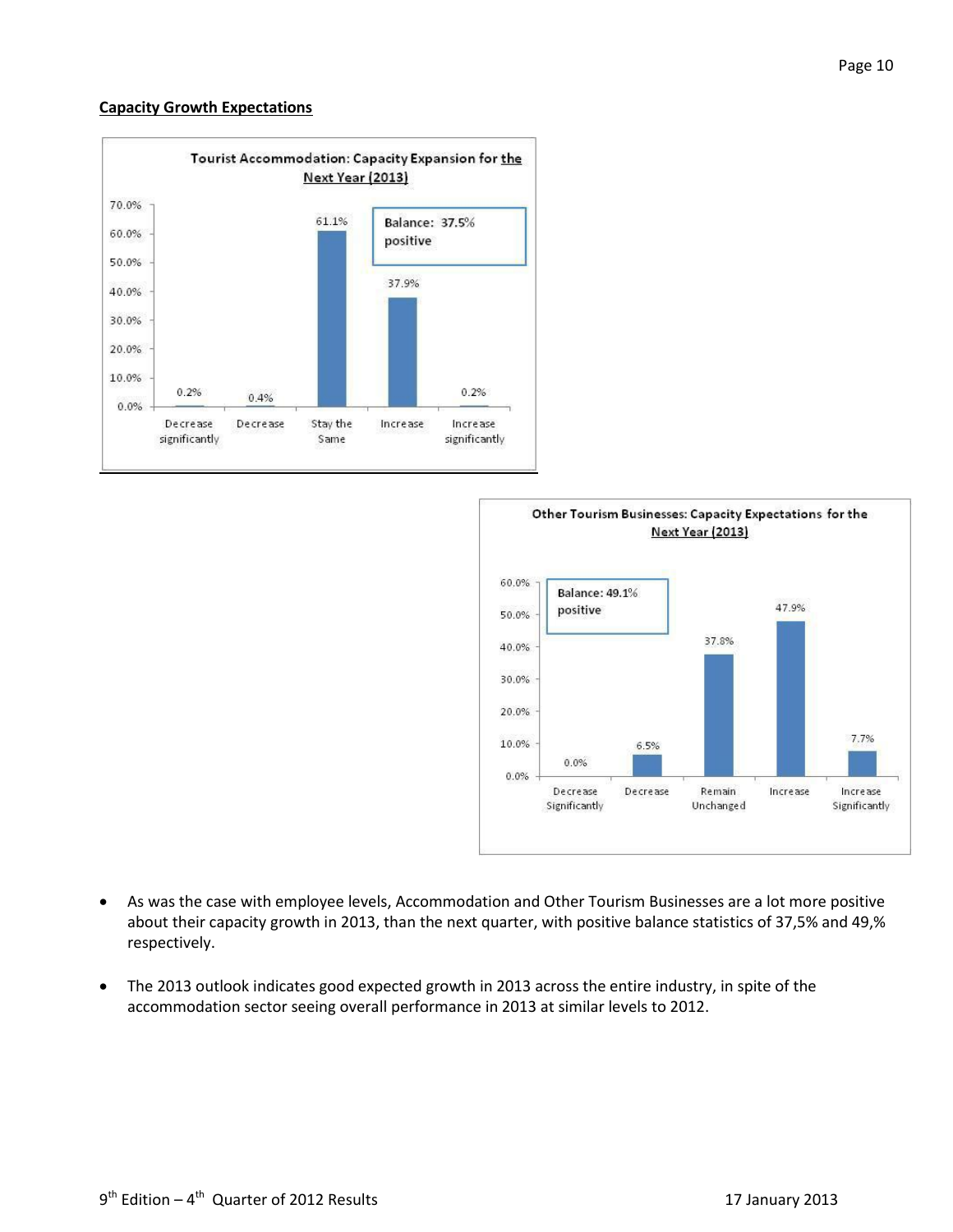## Capacity Growth Expectations

**Tourist Accommodation: Capacity Expansion for the Next Year (2013)**

| Response | Percentage |
|---|---|
| Decrease significantly | 0.2% |
| Decrease | 0.4% |
| Stay the Same | 61.1% |
| Increase | 37.9% |
| Increase significantly | 0.2% |

Balance: 37.5% positive

**Other Tourism Businesses: Capacity Expectations for the Next Year (2013)**

| Response | Percentage |
|---|---|
| Decrease Significantly | 0.0% |
| Decrease | 6.5% |
| Remain Unchanged | 37.8% |
| Increase | 47.9% |
| Increase Significantly | 7.7% |

Balance: 49.1% positive

- As was the case with employee levels, Accommodation and Other Tourism Businesses are a lot more positive about their capacity growth in 2013, than the next quarter, with positive balance statistics of 37,5% and 49,% respectively.
- The 2013 outlook indicates good expected growth in 2013 across the entire industry, in spite of the accommodation sector seeing overall performance in 2013 at similar levels to 2012.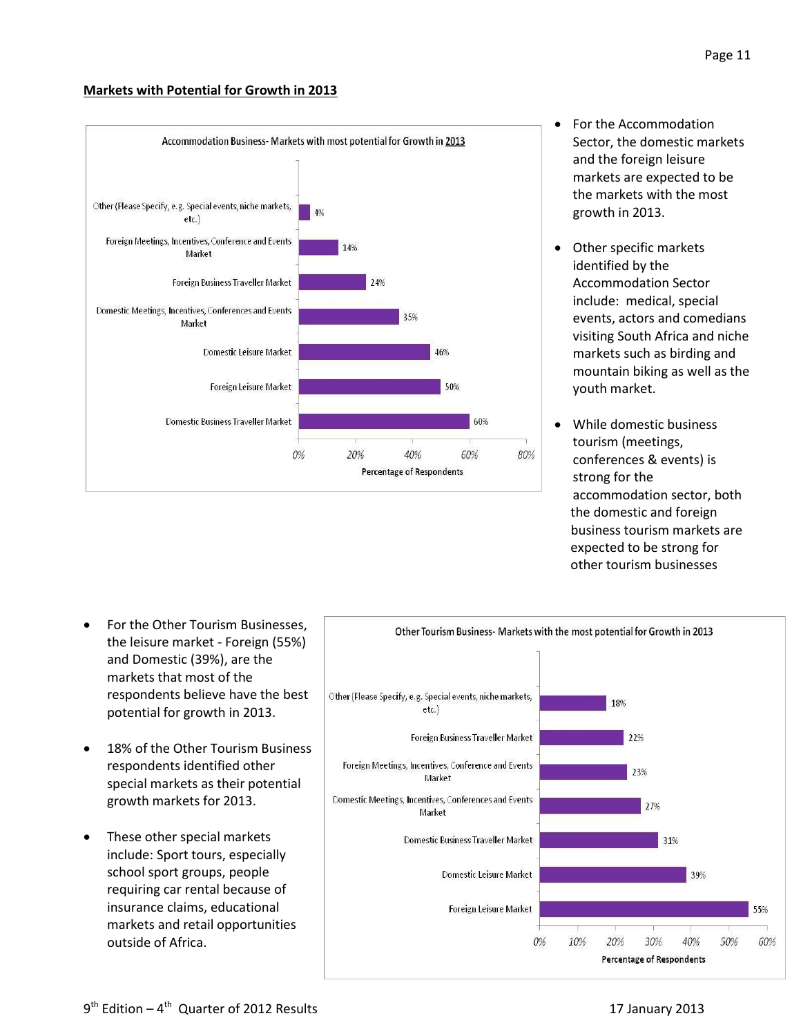## Markets with Potential for Growth in 2013

**Accommodation Business- Markets with most potential for Growth in 2013**

| Market | Percentage of Respondents |
|---|---|
| Other (Please Specify, e.g. Special events, niche markets, etc.) | 4% |
| Foreign Meetings, Incentives, Conference and Events Market | 14% |
| Foreign Business Traveller Market | 24% |
| Domestic Meetings, Incentives, Conferences and Events Market | 35% |
| Domestic Leisure Market | 46% |
| Foreign Leisure Market | 50% |
| Domestic Business Traveller Market | 60% |

- For the Accommodation Sector, the domestic markets and the foreign leisure markets are expected to be the markets with the most growth in 2013.
- Other specific markets identified by the Accommodation Sector include: medical, special events, actors and comedians visiting South Africa and niche markets such as birding and mountain biking as well as the youth market.
- While domestic business tourism (meetings, conferences & events) is strong for the accommodation sector, both the domestic and foreign business tourism markets are expected to be strong for other tourism businesses

**Other Tourism Business- Markets with the most potential for Growth in 2013**

| Market | Percentage of Respondents |
|---|---|
| Other (Please Specify, e.g. Special events, niche markets, etc.) | 18% |
| Foreign Business Traveller Market | 22% |
| Foreign Meetings, Incentives, Conference and Events Market | 23% |
| Domestic Meetings, Incentives, Conferences and Events Market | 27% |
| Domestic Business Traveller Market | 31% |
| Domestic Leisure Market | 39% |
| Foreign Leisure Market | 55% |

- For the Other Tourism Businesses, the leisure market - Foreign (55%) and Domestic (39%), are the markets that most of the respondents believe have the best potential for growth in 2013.
- 18% of the Other Tourism Business respondents identified other special markets as their potential growth markets for 2013.
- These other special markets include: Sport tours, especially school sport groups, people requiring car rental because of insurance claims, educational markets and retail opportunities outside of Africa.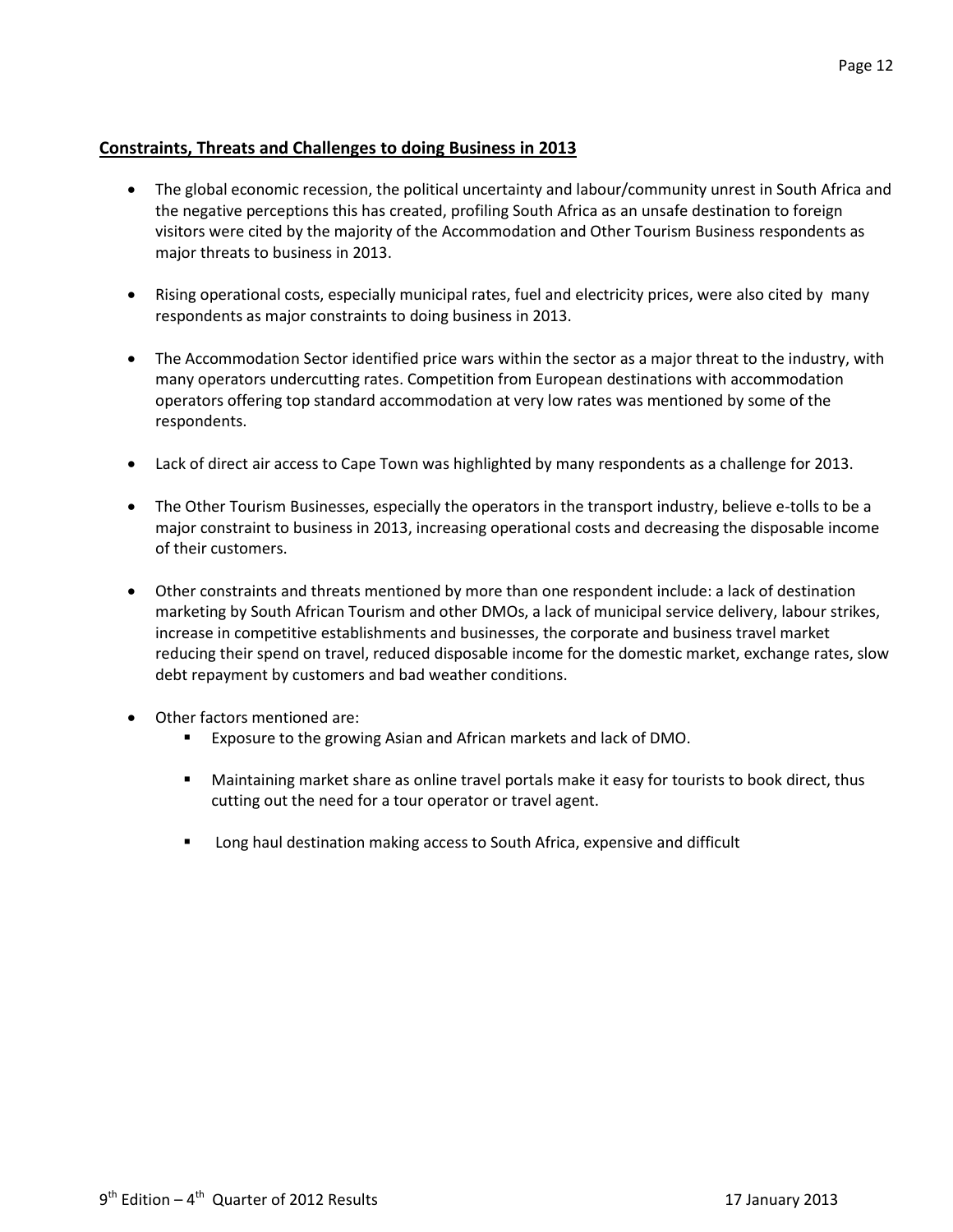## Constraints, Threats and Challenges to doing Business in 2013

- The global economic recession, the political uncertainty and labour/community unrest in South Africa and the negative perceptions this has created, profiling South Africa as an unsafe destination to foreign visitors were cited by the majority of the Accommodation and Other Tourism Business respondents as major threats to business in 2013.

- Rising operational costs, especially municipal rates, fuel and electricity prices, were also cited by many respondents as major constraints to doing business in 2013.

- The Accommodation Sector identified price wars within the sector as a major threat to the industry, with many operators undercutting rates. Competition from European destinations with accommodation operators offering top standard accommodation at very low rates was mentioned by some of the respondents.

- Lack of direct air access to Cape Town was highlighted by many respondents as a challenge for 2013.

- The Other Tourism Businesses, especially the operators in the transport industry, believe e-tolls to be a major constraint to business in 2013, increasing operational costs and decreasing the disposable income of their customers.

- Other constraints and threats mentioned by more than one respondent include: a lack of destination marketing by South African Tourism and other DMOs, a lack of municipal service delivery, labour strikes, increase in competitive establishments and businesses, the corporate and business travel market reducing their spend on travel, reduced disposable income for the domestic market, exchange rates, slow debt repayment by customers and bad weather conditions.

- Other factors mentioned are:
  - Exposure to the growing Asian and African markets and lack of DMO.
  - Maintaining market share as online travel portals make it easy for tourists to book direct, thus cutting out the need for a tour operator or travel agent.
  - Long haul destination making access to South Africa, expensive and difficult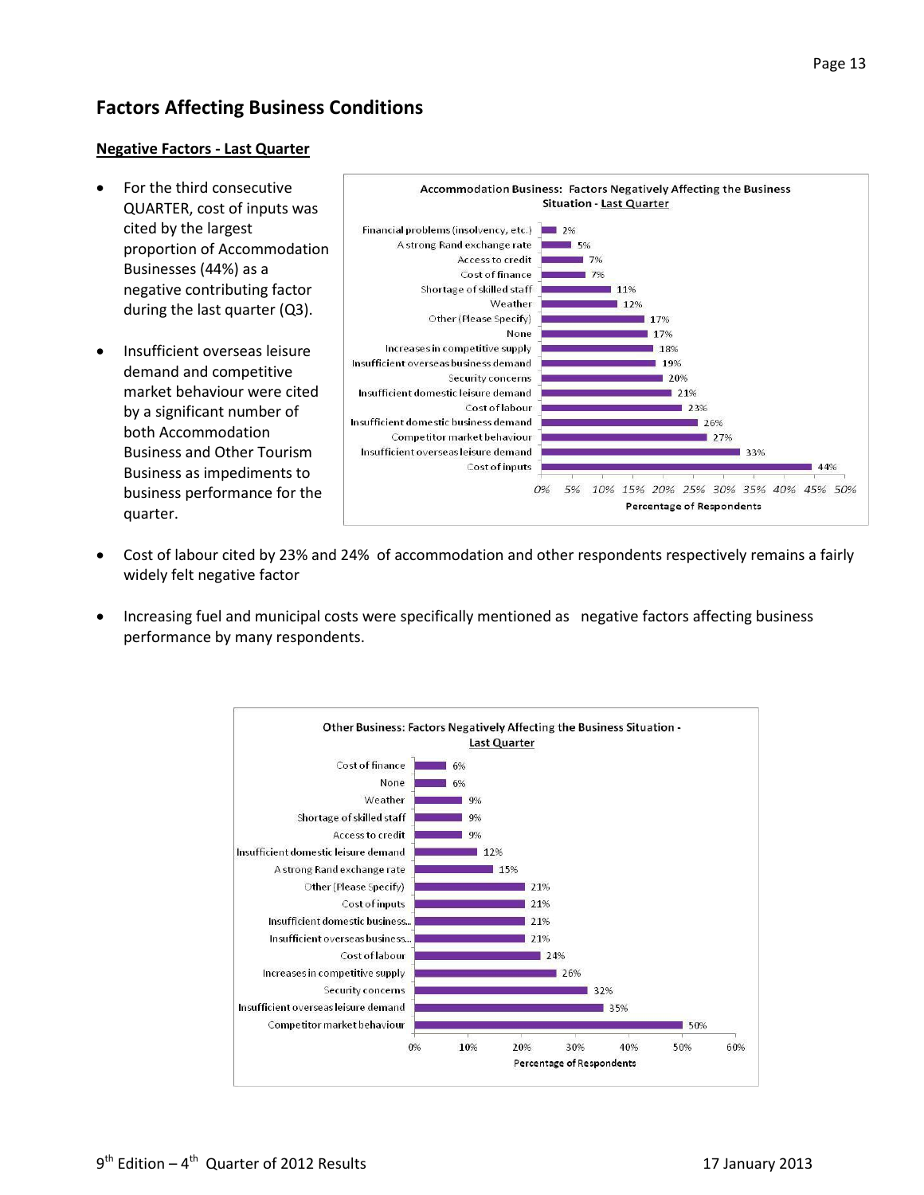## Factors Affecting Business Conditions

**Negative Factors - Last Quarter**

- For the third consecutive QUARTER, cost of inputs was cited by the largest proportion of Accommodation Businesses (44%) as a negative contributing factor during the last quarter (Q3).
- Insufficient overseas leisure demand and competitive market behaviour were cited by a significant number of both Accommodation Business and Other Tourism Business as impediments to business performance for the quarter.

**Accommodation Business: Factors Negatively Affecting the Business Situation - Last Quarter**

| Factor | Percentage of Respondents |
|---|---|
| Financial problems (insolvency, etc.) | 2% |
| A strong Rand exchange rate | 5% |
| Access to credit | 7% |
| Cost of finance | 7% |
| Shortage of skilled staff | 11% |
| Weather | 12% |
| Other (Please Specify) | 17% |
| None | 17% |
| Increases in competitive supply | 18% |
| Insufficient overseas business demand | 19% |
| Security concerns | 20% |
| Insufficient domestic leisure demand | 21% |
| Cost of labour | 23% |
| Insufficient domestic business demand | 26% |
| Competitor market behaviour | 27% |
| Insufficient overseas leisure demand | 33% |
| Cost of inputs | 44% |

- Cost of labour cited by 23% and 24% of accommodation and other respondents respectively remains a fairly widely felt negative factor
- Increasing fuel and municipal costs were specifically mentioned as negative factors affecting business performance by many respondents.

**Other Business: Factors Negatively Affecting the Business Situation - Last Quarter**

| Factor | Percentage of Respondents |
|---|---|
| Cost of finance | 6% |
| None | 6% |
| Weather | 9% |
| Shortage of skilled staff | 9% |
| Access to credit | 9% |
| Insufficient domestic leisure demand | 12% |
| A strong Rand exchange rate | 15% |
| Other (Please Specify) | 21% |
| Cost of inputs | 21% |
| Insufficient domestic business... | 21% |
| Insufficient overseas business... | 21% |
| Cost of labour | 24% |
| Increases in competitive supply | 26% |
| Security concerns | 32% |
| Insufficient overseas leisure demand | 35% |
| Competitor market behaviour | 50% |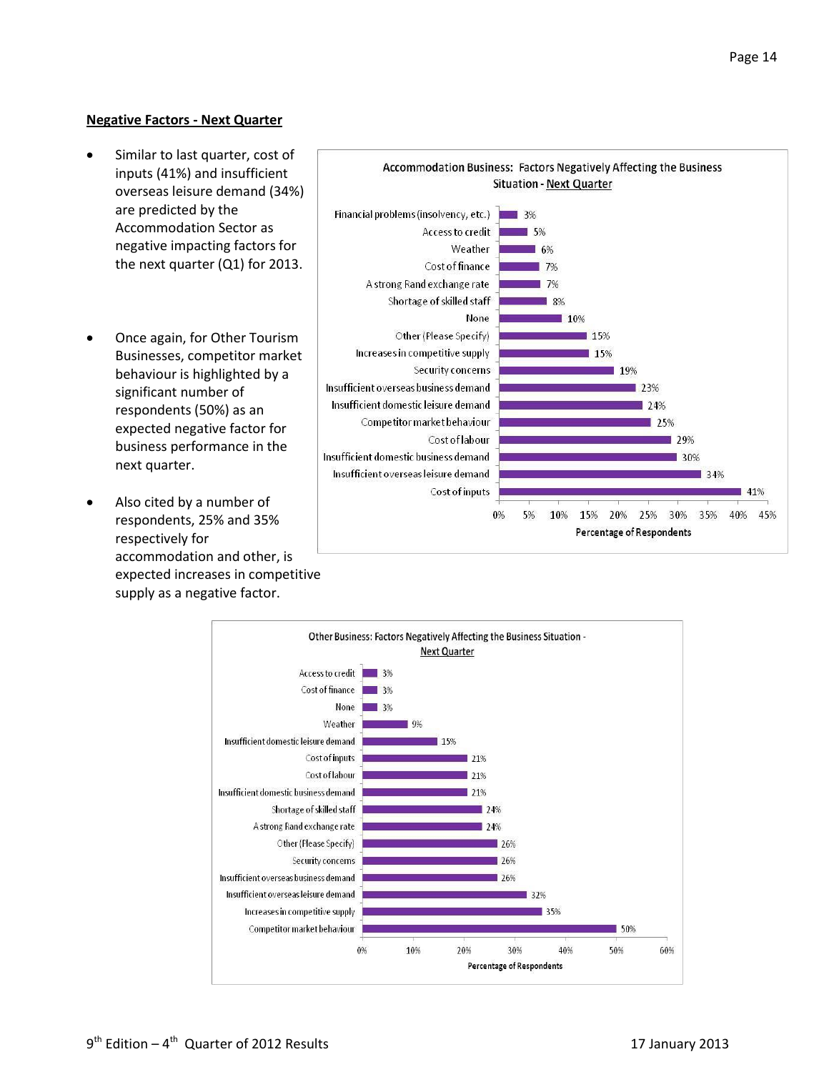**Negative Factors - Next Quarter**

- Similar to last quarter, cost of inputs (41%) and insufficient overseas leisure demand (34%) are predicted by the Accommodation Sector as negative impacting factors for the next quarter (Q1) for 2013.
- Once again, for Other Tourism Businesses, competitor market behaviour is highlighted by a significant number of respondents (50%) as an expected negative factor for business performance in the next quarter.
- Also cited by a number of respondents, 25% and 35% respectively for accommodation and other, is expected increases in competitive supply as a negative factor.

**Accommodation Business: Factors Negatively Affecting the Business Situation - Next Quarter**

| Factor | Percentage of Respondents |
| --- | --- |
| Financial problems (insolvency, etc.) | 3% |
| Access to credit | 5% |
| Weather | 6% |
| Cost of finance | 7% |
| A strong Rand exchange rate | 7% |
| Shortage of skilled staff | 8% |
| None | 10% |
| Other (Please Specify) | 15% |
| Increases in competitive supply | 15% |
| Security concerns | 19% |
| Insufficient overseas business demand | 23% |
| Insufficient domestic leisure demand | 24% |
| Competitor market behaviour | 25% |
| Cost of labour | 29% |
| Insufficient domestic business demand | 30% |
| Insufficient overseas leisure demand | 34% |
| Cost of inputs | 41% |

**Other Business: Factors Negatively Affecting the Business Situation - Next Quarter**

| Factor | Percentage of Respondents |
| --- | --- |
| Access to credit | 3% |
| Cost of finance | 3% |
| None | 3% |
| Weather | 9% |
| Insufficient domestic leisure demand | 15% |
| Cost of inputs | 21% |
| Cost of labour | 21% |
| Insufficient domestic business demand | 21% |
| Shortage of skilled staff | 24% |
| A strong Rand exchange rate | 24% |
| Other (Please Specify) | 26% |
| Security concerns | 26% |
| Insufficient overseas business demand | 26% |
| Insufficient overseas leisure demand | 32% |
| Increases in competitive supply | 35% |
| Competitor market behaviour | 50% |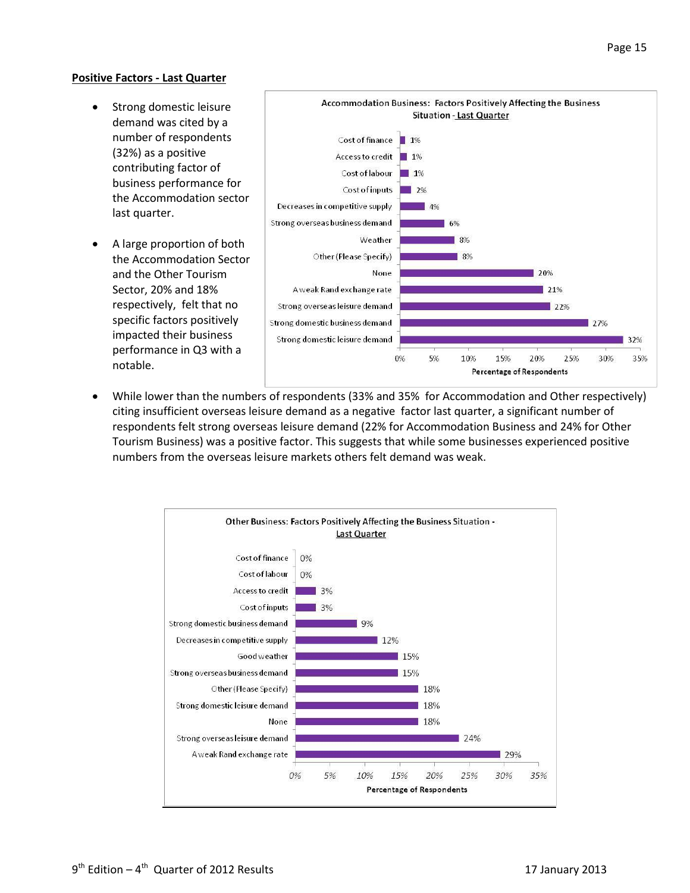**Positive Factors - Last Quarter**

- Strong domestic leisure demand was cited by a number of respondents (32%) as a positive contributing factor of business performance for the Accommodation sector last quarter.
- A large proportion of both the Accommodation Sector and the Other Tourism Sector, 20% and 18% respectively, felt that no specific factors positively impacted their business performance in Q3 with a notable.

**Accommodation Business: Factors Positively Affecting the Business Situation - Last Quarter**

| Factor | Percentage of Respondents |
|---|---|
| Cost of finance | 1% |
| Access to credit | 1% |
| Cost of labour | 1% |
| Cost of inputs | 2% |
| Decreases in competitive supply | 4% |
| Strong overseas business demand | 6% |
| Weather | 8% |
| Other (Please Specify) | 8% |
| None | 20% |
| A weak Rand exchange rate | 21% |
| Strong overseas leisure demand | 22% |
| Strong domestic business demand | 27% |
| Strong domestic leisure demand | 32% |

- While lower than the numbers of respondents (33% and 35% for Accommodation and Other respectively) citing insufficient overseas leisure demand as a negative factor last quarter, a significant number of respondents felt strong overseas leisure demand (22% for Accommodation Business and 24% for Other Tourism Business) was a positive factor. This suggests that while some businesses experienced positive numbers from the overseas leisure markets others felt demand was weak.

**Other Business: Factors Positively Affecting the Business Situation - Last Quarter**

| Factor | Percentage of Respondents |
|---|---|
| Cost of finance | 0% |
| Cost of labour | 0% |
| Access to credit | 3% |
| Cost of inputs | 3% |
| Strong domestic business demand | 9% |
| Decreases in competitive supply | 12% |
| Good weather | 15% |
| Strong overseas business demand | 15% |
| Other (Please Specify) | 18% |
| Strong domestic leisure demand | 18% |
| None | 18% |
| Strong overseas leisure demand | 24% |
| A weak Rand exchange rate | 29% |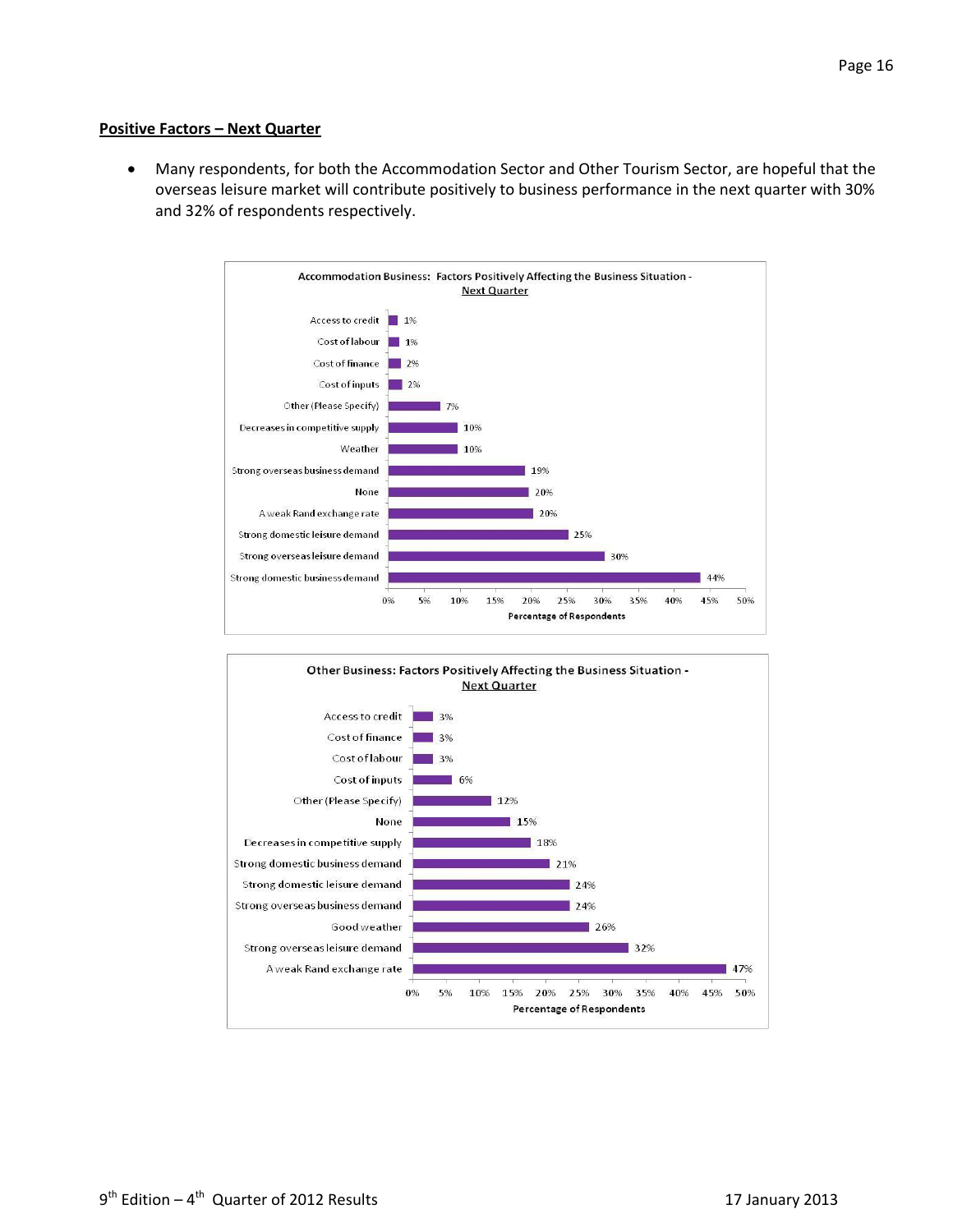**Positive Factors – Next Quarter**

- Many respondents, for both the Accommodation Sector and Other Tourism Sector, are hopeful that the overseas leisure market will contribute positively to business performance in the next quarter with 30% and 32% of respondents respectively.

**Accommodation Business: Factors Positively Affecting the Business Situation - Next Quarter**

| Factor | Percentage of Respondents |
|---|---|
| Access to credit | 1% |
| Cost of labour | 1% |
| Cost of finance | 2% |
| Cost of inputs | 2% |
| Other (Please Specify) | 7% |
| Decreases in competitive supply | 10% |
| Weather | 10% |
| Strong overseas business demand | 19% |
| None | 20% |
| A weak Rand exchange rate | 20% |
| Strong domestic leisure demand | 25% |
| Strong overseas leisure demand | 30% |
| Strong domestic business demand | 44% |

**Other Business: Factors Positively Affecting the Business Situation - Next Quarter**

| Factor | Percentage of Respondents |
|---|---|
| Access to credit | 3% |
| Cost of finance | 3% |
| Cost of labour | 3% |
| Cost of inputs | 6% |
| Other (Please Specify) | 12% |
| None | 15% |
| Decreases in competitive supply | 18% |
| Strong domestic business demand | 21% |
| Strong domestic leisure demand | 24% |
| Strong overseas business demand | 24% |
| Good weather | 26% |
| Strong overseas leisure demand | 32% |
| A weak Rand exchange rate | 47% |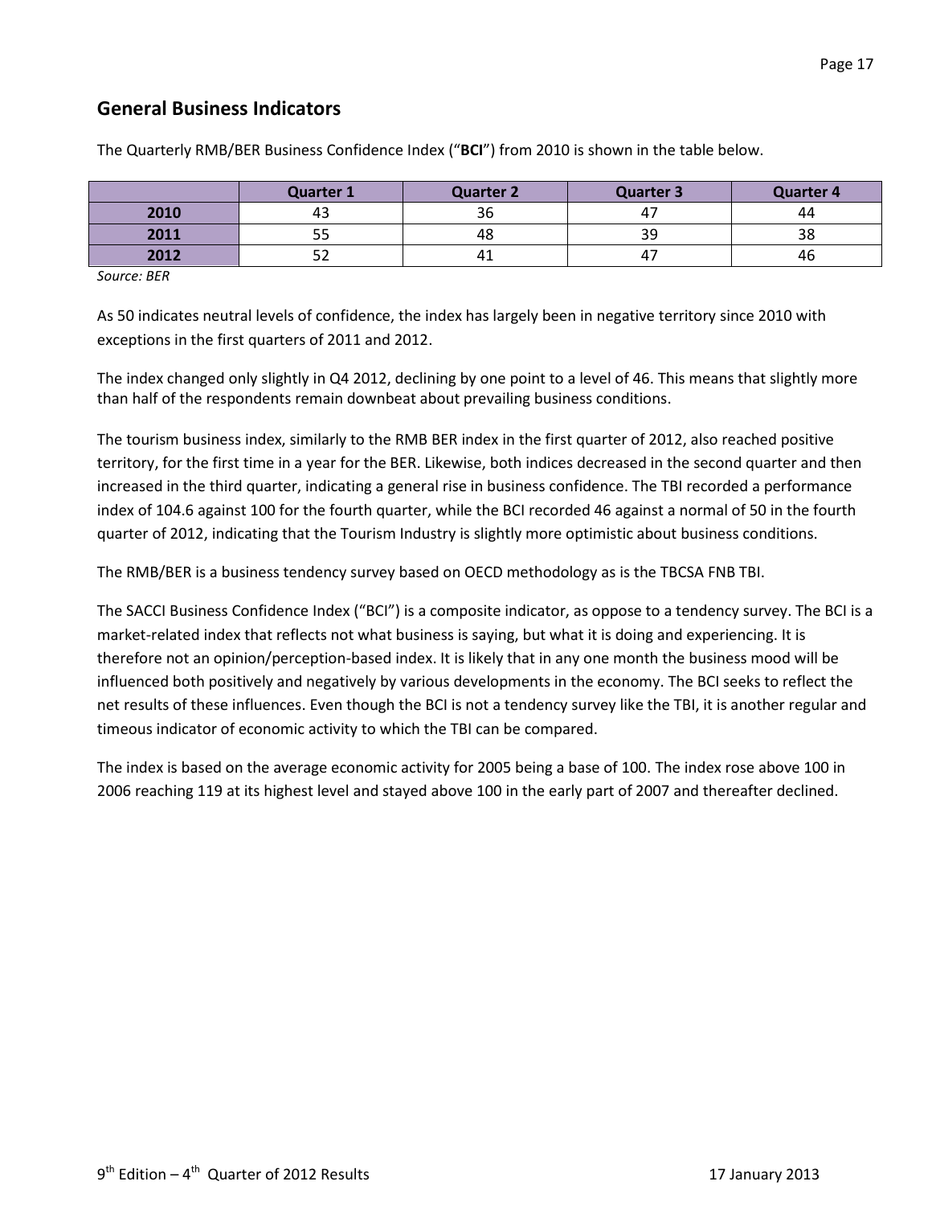## General Business Indicators

The Quarterly RMB/BER Business Confidence Index ("**BCI**") from 2010 is shown in the table below.

| | Quarter 1 | Quarter 2 | Quarter 3 | Quarter 4 |
|---|---|---|---|---|
| **2010** | 43 | 36 | 47 | 44 |
| **2011** | 55 | 48 | 39 | 38 |
| **2012** | 52 | 41 | 47 | 46 |

*Source: BER*

As 50 indicates neutral levels of confidence, the index has largely been in negative territory since 2010 with exceptions in the first quarters of 2011 and 2012.

The index changed only slightly in Q4 2012, declining by one point to a level of 46. This means that slightly more than half of the respondents remain downbeat about prevailing business conditions.

The tourism business index, similarly to the RMB BER index in the first quarter of 2012, also reached positive territory, for the first time in a year for the BER. Likewise, both indices decreased in the second quarter and then increased in the third quarter, indicating a general rise in business confidence. The TBI recorded a performance index of 104.6 against 100 for the fourth quarter, while the BCI recorded 46 against a normal of 50 in the fourth quarter of 2012, indicating that the Tourism Industry is slightly more optimistic about business conditions.

The RMB/BER is a business tendency survey based on OECD methodology as is the TBCSA FNB TBI.

The SACCI Business Confidence Index ("BCI") is a composite indicator, as oppose to a tendency survey. The BCI is a market-related index that reflects not what business is saying, but what it is doing and experiencing. It is therefore not an opinion/perception-based index. It is likely that in any one month the business mood will be influenced both positively and negatively by various developments in the economy. The BCI seeks to reflect the net results of these influences. Even though the BCI is not a tendency survey like the TBI, it is another regular and timeous indicator of economic activity to which the TBI can be compared.

The index is based on the average economic activity for 2005 being a base of 100. The index rose above 100 in 2006 reaching 119 at its highest level and stayed above 100 in the early part of 2007 and thereafter declined.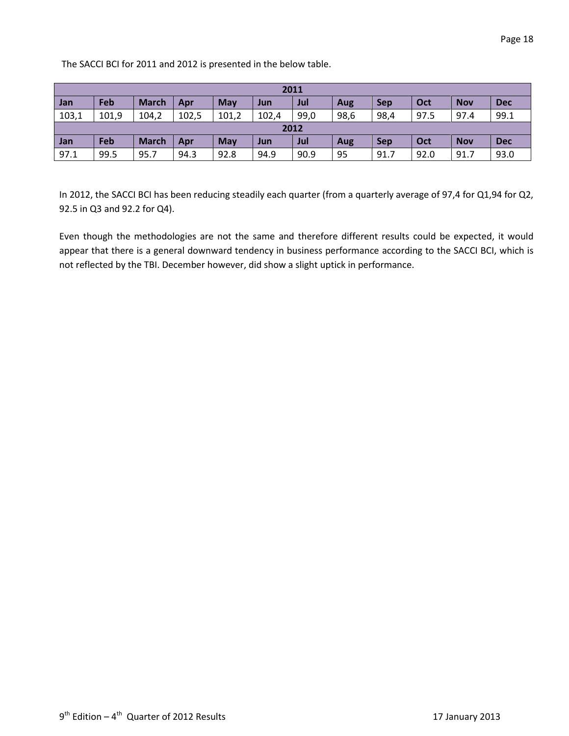The SACCI BCI for 2011 and 2012 is presented in the below table.

| 2011 | | | | | | | | | | | |
|---|---|---|---|---|---|---|---|---|---|---|---|
| **Jan** | **Feb** | **March** | **Apr** | **May** | **Jun** | **Jul** | **Aug** | **Sep** | **Oct** | **Nov** | **Dec** |
| 103,1 | 101,9 | 104,2 | 102,5 | 101,2 | 102,4 | 99,0 | 98,6 | 98,4 | 97.5 | 97.4 | 99.1 |
| **2012** | | | | | | | | | | | |
| **Jan** | **Feb** | **March** | **Apr** | **May** | **Jun** | **Jul** | **Aug** | **Sep** | **Oct** | **Nov** | **Dec** |
| 97.1 | 99.5 | 95.7 | 94.3 | 92.8 | 94.9 | 90.9 | 95 | 91.7 | 92.0 | 91.7 | 93.0 |

In 2012, the SACCI BCI has been reducing steadily each quarter (from a quarterly average of 97,4 for Q1,94 for Q2, 92.5 in Q3 and 92.2 for Q4).

Even though the methodologies are not the same and therefore different results could be expected, it would appear that there is a general downward tendency in business performance according to the SACCI BCI, which is not reflected by the TBI. December however, did show a slight uptick in performance.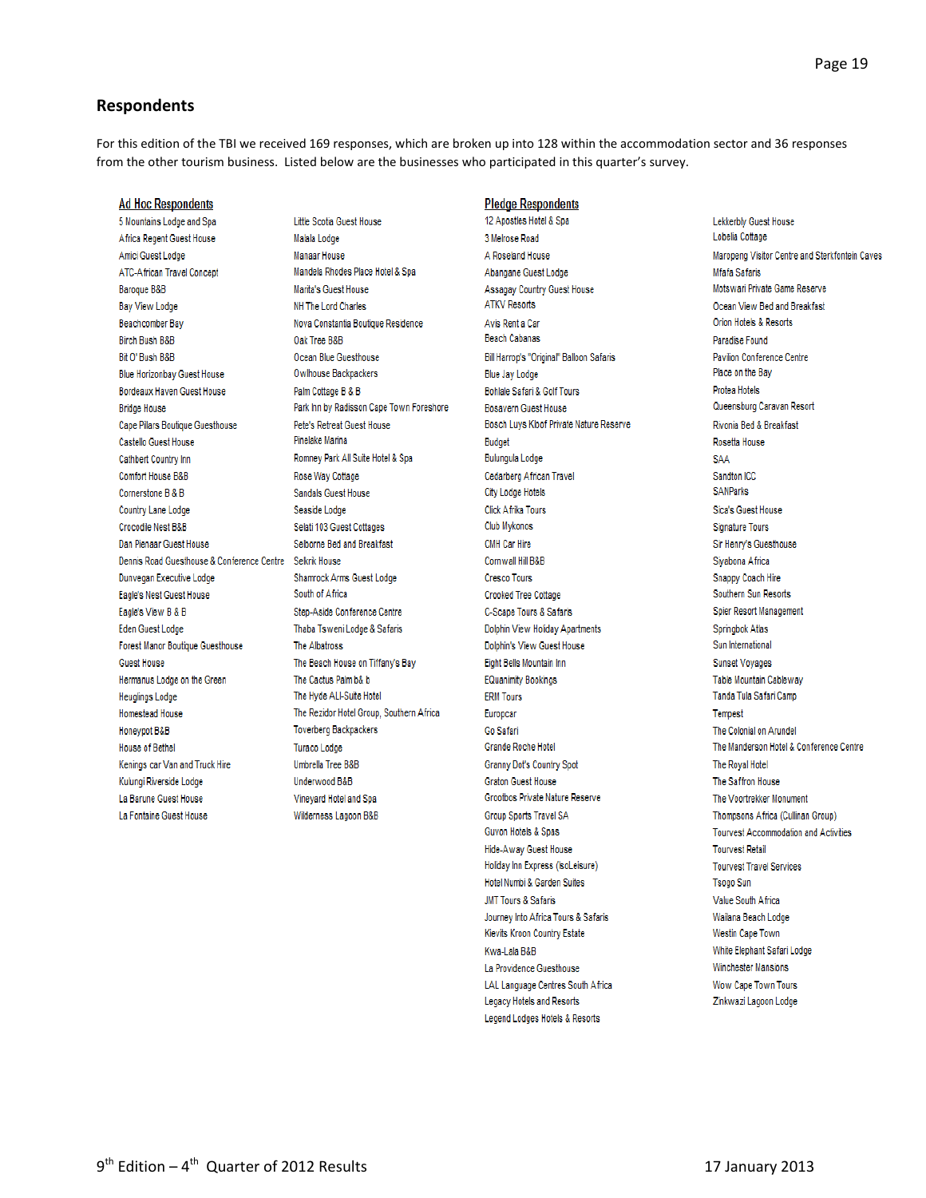## Respondents

For this edition of the TBI we received 169 responses, which are broken up into 128 within the accommodation sector and 36 responses from the other tourism business. Listed below are the businesses who participated in this quarter's survey.

### Ad Hoc Respondents

- 5 Mountains Lodge and Spa
- Africa Regent Guest House
- Amici Guest Lodge
- ATC-African Travel Concept
- Baroque B&B
- Bay View Lodge
- Beachcomber Bay
- Birch Bush B&B
- Bit O' Bush B&B
- Blue Horizonbay Guest House
- Bordeaux Haven Guest House
- Bridge House
- Cape Pilars Boutique Guesthouse
- Castello Guest House
- Cathbert Country Inn
- Comfort House B&B
- Cornerstone B & B
- Country Lane Lodge
- Crocodile Nest B&B
- Dan Pienaar Guest House
- Dennis Road Guesthouse & Conference Centre
- Dunvegan Executive Lodge
- Eagle's Nest Guest House
- Eagle's View B & B
- Eden Guest Lodge
- Forest Manor Boutique Guesthouse
- Guest House
- Hermanus Lodge on the Green
- Heugings Lodge
- Homestead House
- Honeypot B&B
- House of Bethel
- Kenings car Van and Truck Hire
- Kulungi Riverside Lodge
- La Barune Guest House
- La Fontaine Guest House
- Little Scotia Guest House
- Malala Lodge
- Manaar House
- Mandela Rhodes Place Hotel & Spa
- Marita's Guest House
- NH The Lord Charles
- Nova Constantia Boutique Residence
- Oak Tree B&B
- Ocean Blue Guesthouse
- Owlhouse Backpackers
- Palm Cottage B & B
- Park Inn by Radisson Cape Town Foreshore
- Pete's Retreat Guest House
- Pinelake Marina
- Romney Park All Suite Hotel & Spa
- Rose Way Cottage
- Sandals Guest House
- Seaside Lodge
- Selati 103 Guest Cottages
- Selborne Bed and Breakfast
- Selkrik House
- Shamrock Arms Guest Lodge
- South of Africa
- Step-Aside Conference Centre
- Thaba Tsweni Lodge & Safaris
- The Albatross
- The Beach House on Tiffany's Bay
- The Cactus Palm b& b
- The Hyde ALl-Suite Hotel
- The Rezidor Hotel Group, Southern Africa
- Toverberg Backpackers
- Turaco Lodge
- Umbrella Tree B&B
- Underwood B&B
- Vineyard Hotel and Spa
- Wilderness Lagoon B&B

### Pledge Respondents

- 12 Apostles Hotel & Spa
- 3 Melrose Road
- A Roseland House
- Abangane Guest Lodge
- Assagay Country Guest House
- ATKV Resorts
- Avis Rent a Car
- Beach Cabanas
- Bill Harrop's "Original" Balloon Safaris
- Blue Jay Lodge
- Bohlale Safari & Golf Tours
- Bosavern Guest House
- Bosch Luys Kloof Private Nature Reserve
- Budget
- Bulungula Lodge
- Cedarberg African Travel
- City Lodge Hotels
- Click Afrika Tours
- Club Mykonos
- CMH Car Hire
- Cornwall Hill B&B
- Cresco Tours
- Crooked Tree Cottage
- C-Scape Tours & Safaris
- Dolphin View Holiday Apartments
- Dolphin's View Guest House
- Eight Bells Mountain Inn
- EQuanimity Bookings
- ERM Tours
- Europcar
- Go Safari
- Grande Roche Hotel
- Granny Dot's Country Spot
- Graton Guest House
- Grootbos Private Nature Reserve
- Group Sports Travel SA
- Guvon Hotels & Spas
- Hide-Away Guest House
- Holiday Inn Express (IsoLeisure)
- Hotel Numbi & Garden Suites
- JMT Tours & Safaris
- Journey Into Africa Tours & Safaris
- Kievits Kroon Country Estate
- Kwa-Lala B&B
- La Providence Guesthouse
- LAL Language Centres South Africa
- Legacy Hotels and Resorts
- Legend Lodges Hotels & Resorts
- Lekkerbly Guest House
- Lobelia Cottage
- Maropeng Visitor Centre and Sterkfontein Caves
- Mfafa Safaris
- Motswari Private Game Reserve
- Ocean View Bed and Breakfast
- Orion Hotels & Resorts
- Paradise Found
- Pavilion Conference Centre
- Place on the Bay
- Protea Hotels
- Queensburg Caravan Resort
- Rivonia Bed & Breakfast
- Rosetta House
- SAA
- Sandton ICC
- SANParks
- Sica's Guest House
- Signature Tours
- Sir Henry's Guesthouse
- Siyabona Africa
- Snappy Coach Hire
- Southern Sun Resorts
- Spier Resort Management
- Springbok Atlas
- Sun International
- Sunset Voyages
- Table Mountain Cableway
- Tanda Tula Safari Camp
- Tempest
- The Colonial on Arundel
- The Manderson Hotel & Conference Centre
- The Royal Hotel
- The Saffron House
- The Voortrekker Monument
- Thompsons Africa (Cullinan Group)
- Tourvest Accommodation and Activties
- Tourvest Retail
- Tourvest Travel Services
- Tsogo Sun
- Value South Africa
- Wailana Beach Lodge
- Westin Cape Town
- White Elephant Safari Lodge
- Winchester Mansions
- Wow Cape Town Tours
- Zinkwazi Lagoon Lodge

9th Edition – 4th Quarter of 2012 Results

17 January 2013